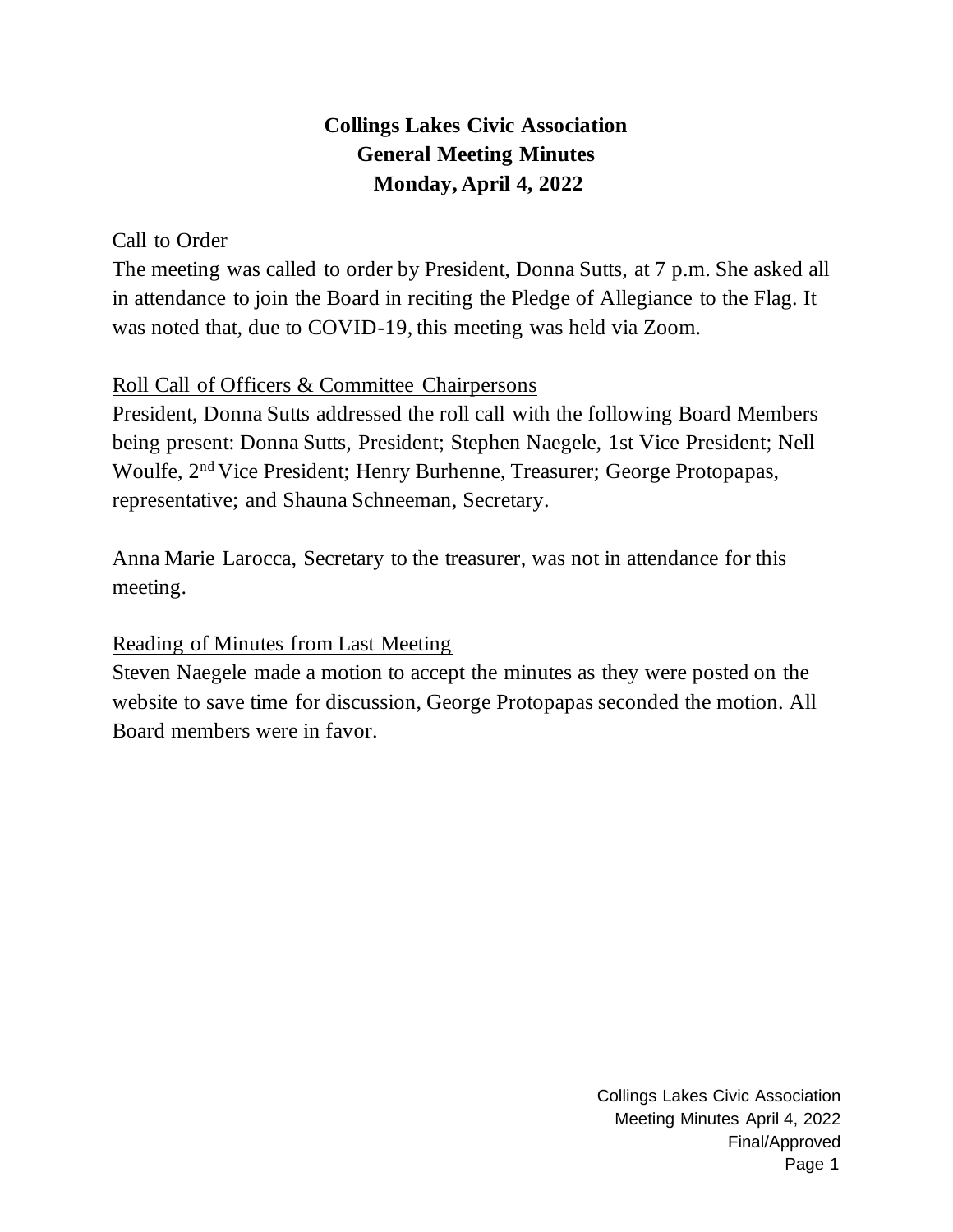# Collings Lakes Civic Association
# General Meeting Minutes
# Monday, April 4, 2022

Call to Order

The meeting was called to order by President, Donna Sutts, at 7 p.m. She asked all in attendance to join the Board in reciting the Pledge of Allegiance to the Flag. It was noted that, due to COVID-19, this meeting was held via Zoom.

Roll Call of Officers & Committee Chairpersons

President, Donna Sutts addressed the roll call with the following Board Members being present: Donna Sutts, President; Stephen Naegele, 1st Vice President; Nell Woulfe, 2nd Vice President; Henry Burhenne, Treasurer; George Protopapas, representative; and Shauna Schneeman, Secretary.

Anna Marie Larocca, Secretary to the treasurer, was not in attendance for this meeting.

Reading of Minutes from Last Meeting

Steven Naegele made a motion to accept the minutes as they were posted on the website to save time for discussion, George Protopapas seconded the motion. All Board members were in favor.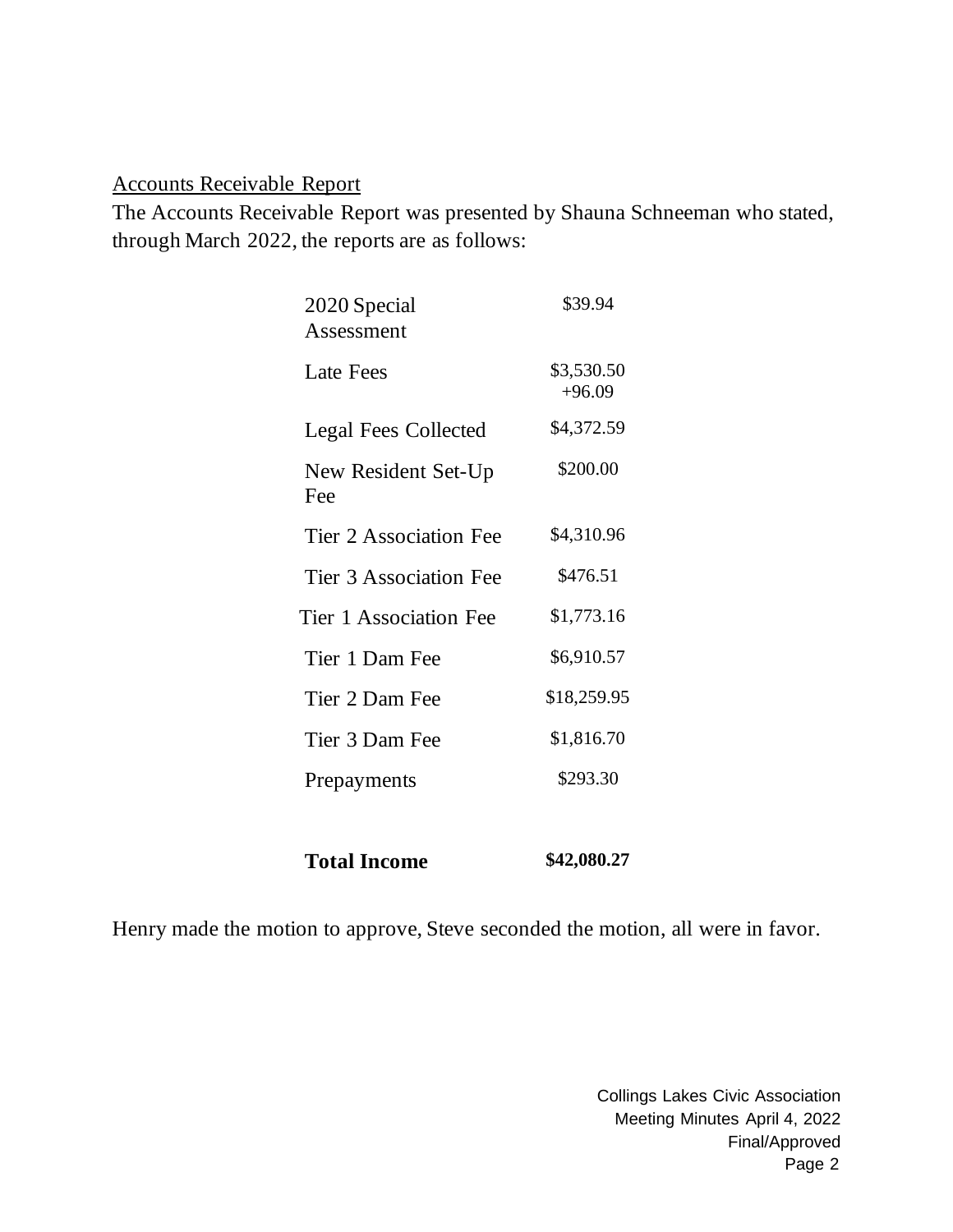Accounts Receivable Report

The Accounts Receivable Report was presented by Shauna Schneeman who stated, through March 2022, the reports are as follows:

| | |
|---|---|
| 2020 Special Assessment | $39.94 |
| Late Fees | $3,530.50 +96.09 |
| Legal Fees Collected | $4,372.59 |
| New Resident Set-Up Fee | $200.00 |
| Tier 2 Association Fee | $4,310.96 |
| Tier 3 Association Fee | $476.51 |
| Tier 1 Association Fee | $1,773.16 |
| Tier 1 Dam Fee | $6,910.57 |
| Tier 2 Dam Fee | $18,259.95 |
| Tier 3 Dam Fee | $1,816.70 |
| Prepayments | $293.30 |
| **Total Income** | **$42,080.27** |

Henry made the motion to approve, Steve seconded the motion, all were in favor.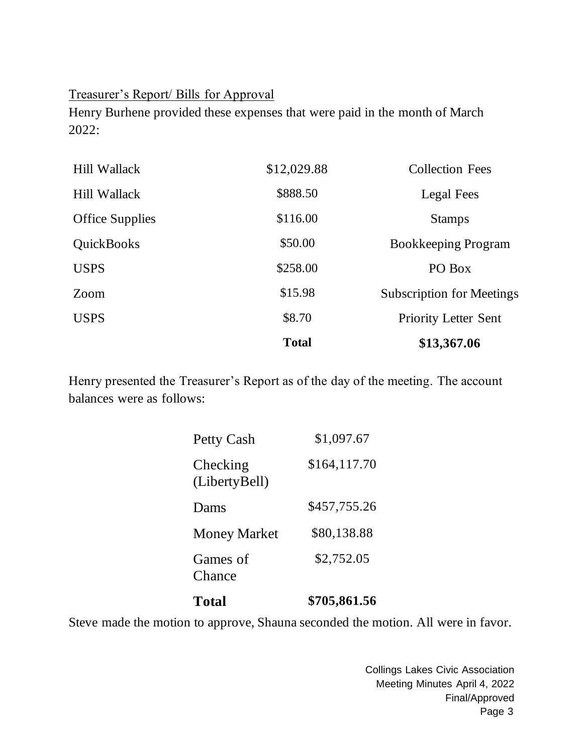<u>Treasurer's Report/ Bills for Approval</u>

Henry Burhene provided these expenses that were paid in the month of March 2022:

| | | |
|---|---|---|
| Hill Wallack | $12,029.88 | Collection Fees |
| Hill Wallack | $888.50 | Legal Fees |
| Office Supplies | $116.00 | Stamps |
| QuickBooks | $50.00 | Bookkeeping Program |
| USPS | $258.00 | PO Box |
| Zoom | $15.98 | Subscription for Meetings |
| USPS | $8.70 | Priority Letter Sent |
| | **Total** | **$13,367.06** |

Henry presented the Treasurer's Report as of the day of the meeting. The account balances were as follows:

| | |
|---|---|
| Petty Cash | $1,097.67 |
| Checking (LibertyBell) | $164,117.70 |
| Dams | $457,755.26 |
| Money Market | $80,138.88 |
| Games of Chance | $2,752.05 |
| **Total** | **$705,861.56** |

Steve made the motion to approve, Shauna seconded the motion. All were in favor.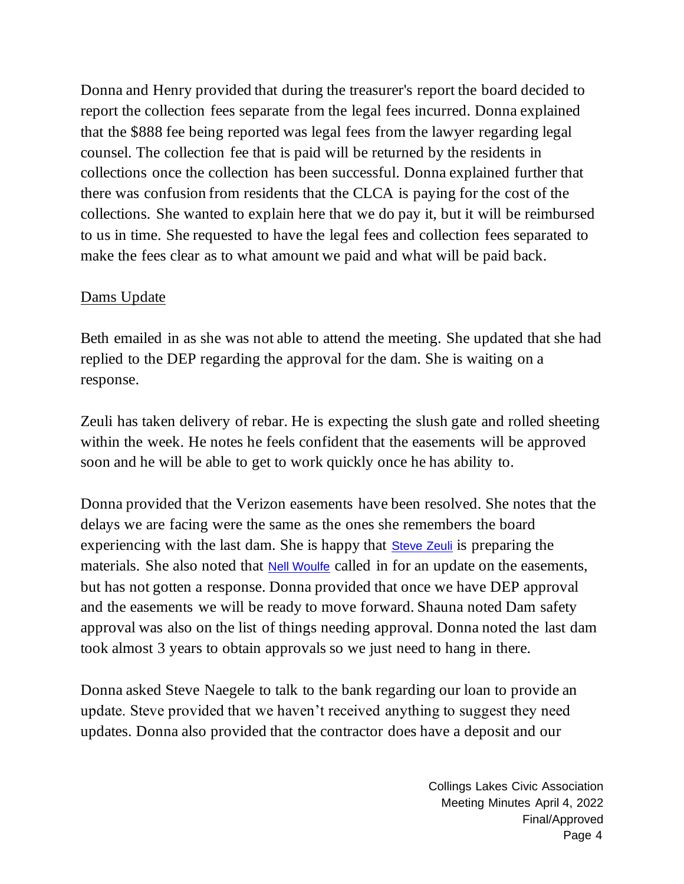Donna and Henry provided that during the treasurer's report the board decided to report the collection fees separate from the legal fees incurred. Donna explained that the $888 fee being reported was legal fees from the lawyer regarding legal counsel. The collection fee that is paid will be returned by the residents in collections once the collection has been successful. Donna explained further that there was confusion from residents that the CLCA is paying for the cost of the collections. She wanted to explain here that we do pay it, but it will be reimbursed to us in time. She requested to have the legal fees and collection fees separated to make the fees clear as to what amount we paid and what will be paid back.

<u>Dams Update</u>

Beth emailed in as she was not able to attend the meeting. She updated that she had replied to the DEP regarding the approval for the dam. She is waiting on a response.

Zeuli has taken delivery of rebar. He is expecting the slush gate and rolled sheeting within the week. He notes he feels confident that the easements will be approved soon and he will be able to get to work quickly once he has ability to.

Donna provided that the Verizon easements have been resolved. She notes that the delays we are facing were the same as the ones she remembers the board experiencing with the last dam. She is happy that Steve Zeuli is preparing the materials. She also noted that Nell Woulfe called in for an update on the easements, but has not gotten a response. Donna provided that once we have DEP approval and the easements we will be ready to move forward. Shauna noted Dam safety approval was also on the list of things needing approval. Donna noted the last dam took almost 3 years to obtain approvals so we just need to hang in there.

Donna asked Steve Naegele to talk to the bank regarding our loan to provide an update. Steve provided that we haven't received anything to suggest they need updates. Donna also provided that the contractor does have a deposit and our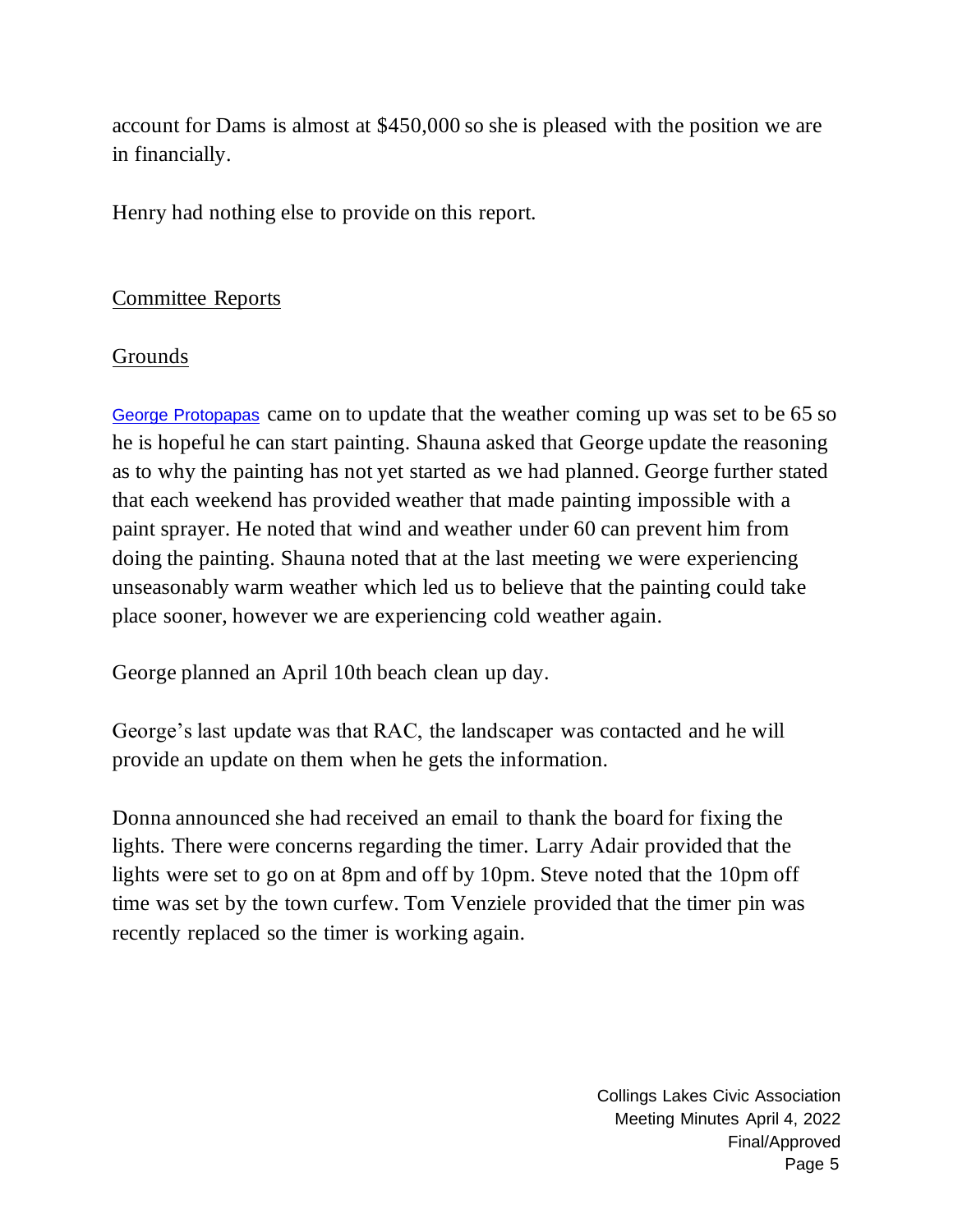account for Dams is almost at $450,000 so she is pleased with the position we are in financially.

Henry had nothing else to provide on this report.

## Committee Reports

## Grounds

George Protopapas came on to update that the weather coming up was set to be 65 so he is hopeful he can start painting. Shauna asked that George update the reasoning as to why the painting has not yet started as we had planned. George further stated that each weekend has provided weather that made painting impossible with a paint sprayer. He noted that wind and weather under 60 can prevent him from doing the painting. Shauna noted that at the last meeting we were experiencing unseasonably warm weather which led us to believe that the painting could take place sooner, however we are experiencing cold weather again.

George planned an April 10th beach clean up day.

George's last update was that RAC, the landscaper was contacted and he will provide an update on them when he gets the information.

Donna announced she had received an email to thank the board for fixing the lights. There were concerns regarding the timer. Larry Adair provided that the lights were set to go on at 8pm and off by 10pm. Steve noted that the 10pm off time was set by the town curfew. Tom Venziele provided that the timer pin was recently replaced so the timer is working again.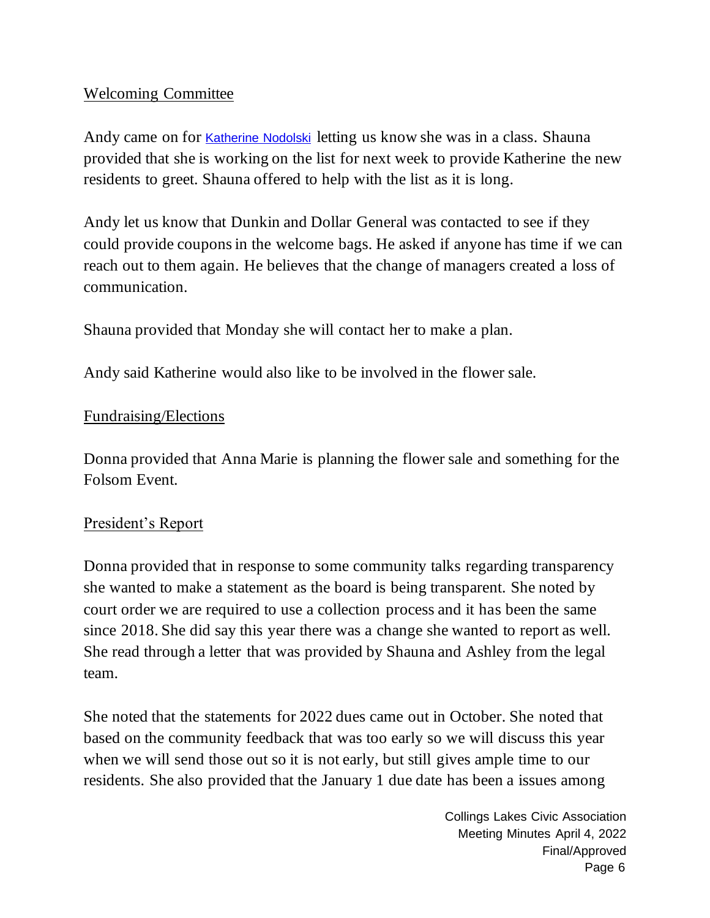## Welcoming Committee

Andy came on for Katherine Nodolski letting us know she was in a class. Shauna provided that she is working on the list for next week to provide Katherine the new residents to greet. Shauna offered to help with the list as it is long.

Andy let us know that Dunkin and Dollar General was contacted to see if they could provide coupons in the welcome bags. He asked if anyone has time if we can reach out to them again. He believes that the change of managers created a loss of communication.

Shauna provided that Monday she will contact her to make a plan.

Andy said Katherine would also like to be involved in the flower sale.

## Fundraising/Elections

Donna provided that Anna Marie is planning the flower sale and something for the Folsom Event.

## President's Report

Donna provided that in response to some community talks regarding transparency she wanted to make a statement as the board is being transparent. She noted by court order we are required to use a collection process and it has been the same since 2018. She did say this year there was a change she wanted to report as well. She read through a letter that was provided by Shauna and Ashley from the legal team.

She noted that the statements for 2022 dues came out in October. She noted that based on the community feedback that was too early so we will discuss this year when we will send those out so it is not early, but still gives ample time to our residents. She also provided that the January 1 due date has been a issues among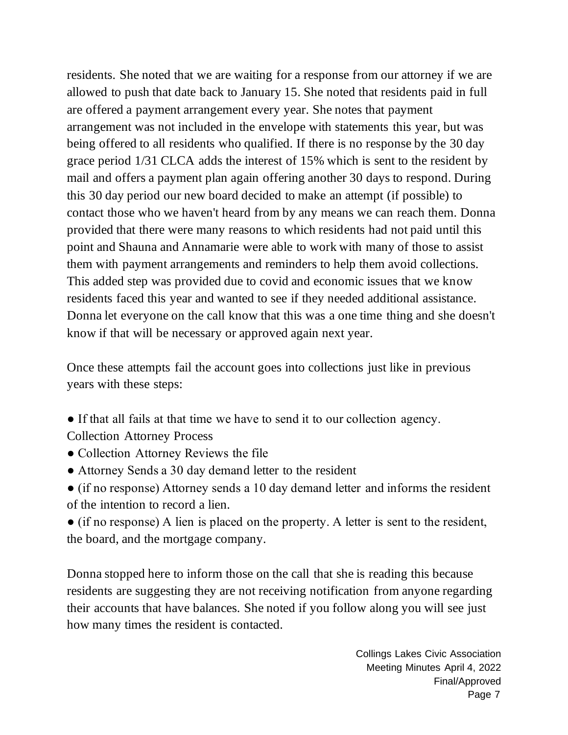residents. She noted that we are waiting for a response from our attorney if we are allowed to push that date back to January 15. She noted that residents paid in full are offered a payment arrangement every year. She notes that payment arrangement was not included in the envelope with statements this year, but was being offered to all residents who qualified. If there is no response by the 30 day grace period 1/31 CLCA adds the interest of 15% which is sent to the resident by mail and offers a payment plan again offering another 30 days to respond. During this 30 day period our new board decided to make an attempt (if possible) to contact those who we haven't heard from by any means we can reach them. Donna provided that there were many reasons to which residents had not paid until this point and Shauna and Annamarie were able to work with many of those to assist them with payment arrangements and reminders to help them avoid collections. This added step was provided due to covid and economic issues that we know residents faced this year and wanted to see if they needed additional assistance. Donna let everyone on the call know that this was a one time thing and she doesn't know if that will be necessary or approved again next year.

Once these attempts fail the account goes into collections just like in previous years with these steps:

- If that all fails at that time we have to send it to our collection agency.

Collection Attorney Process

- Collection Attorney Reviews the file
- Attorney Sends a 30 day demand letter to the resident
- (if no response) Attorney sends a 10 day demand letter and informs the resident of the intention to record a lien.
- (if no response) A lien is placed on the property. A letter is sent to the resident, the board, and the mortgage company.

Donna stopped here to inform those on the call that she is reading this because residents are suggesting they are not receiving notification from anyone regarding their accounts that have balances. She noted if you follow along you will see just how many times the resident is contacted.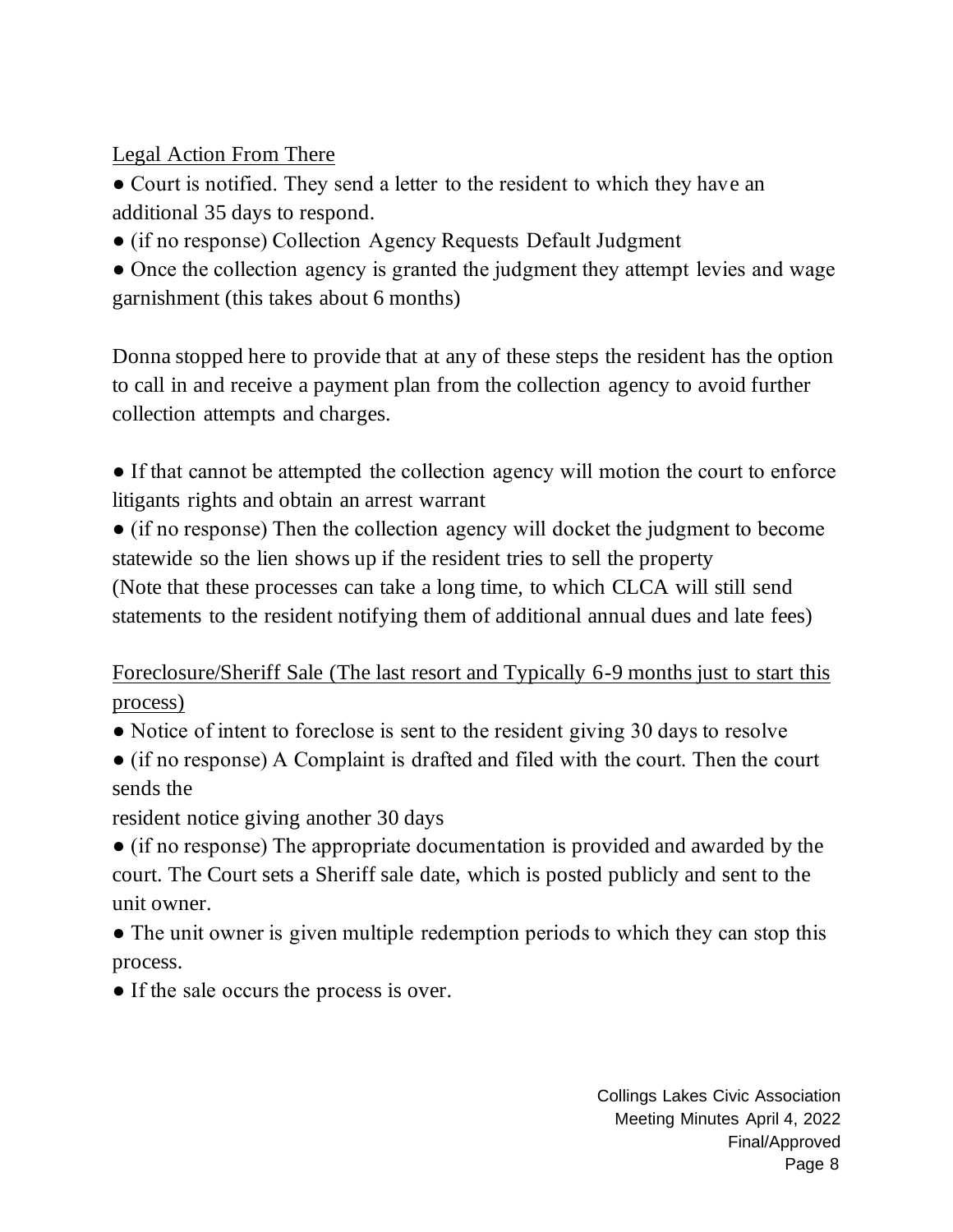Legal Action From There

- Court is notified. They send a letter to the resident to which they have an additional 35 days to respond.
- (if no response) Collection Agency Requests Default Judgment
- Once the collection agency is granted the judgment they attempt levies and wage garnishment (this takes about 6 months)

Donna stopped here to provide that at any of these steps the resident has the option to call in and receive a payment plan from the collection agency to avoid further collection attempts and charges.

- If that cannot be attempted the collection agency will motion the court to enforce litigants rights and obtain an arrest warrant
- (if no response) Then the collection agency will docket the judgment to become statewide so the lien shows up if the resident tries to sell the property

(Note that these processes can take a long time, to which CLCA will still send statements to the resident notifying them of additional annual dues and late fees)

Foreclosure/Sheriff Sale (The last resort and Typically 6-9 months just to start this process)

- Notice of intent to foreclose is sent to the resident giving 30 days to resolve
- (if no response) A Complaint is drafted and filed with the court. Then the court sends the resident notice giving another 30 days
- (if no response) The appropriate documentation is provided and awarded by the court. The Court sets a Sheriff sale date, which is posted publicly and sent to the unit owner.
- The unit owner is given multiple redemption periods to which they can stop this process.
- If the sale occurs the process is over.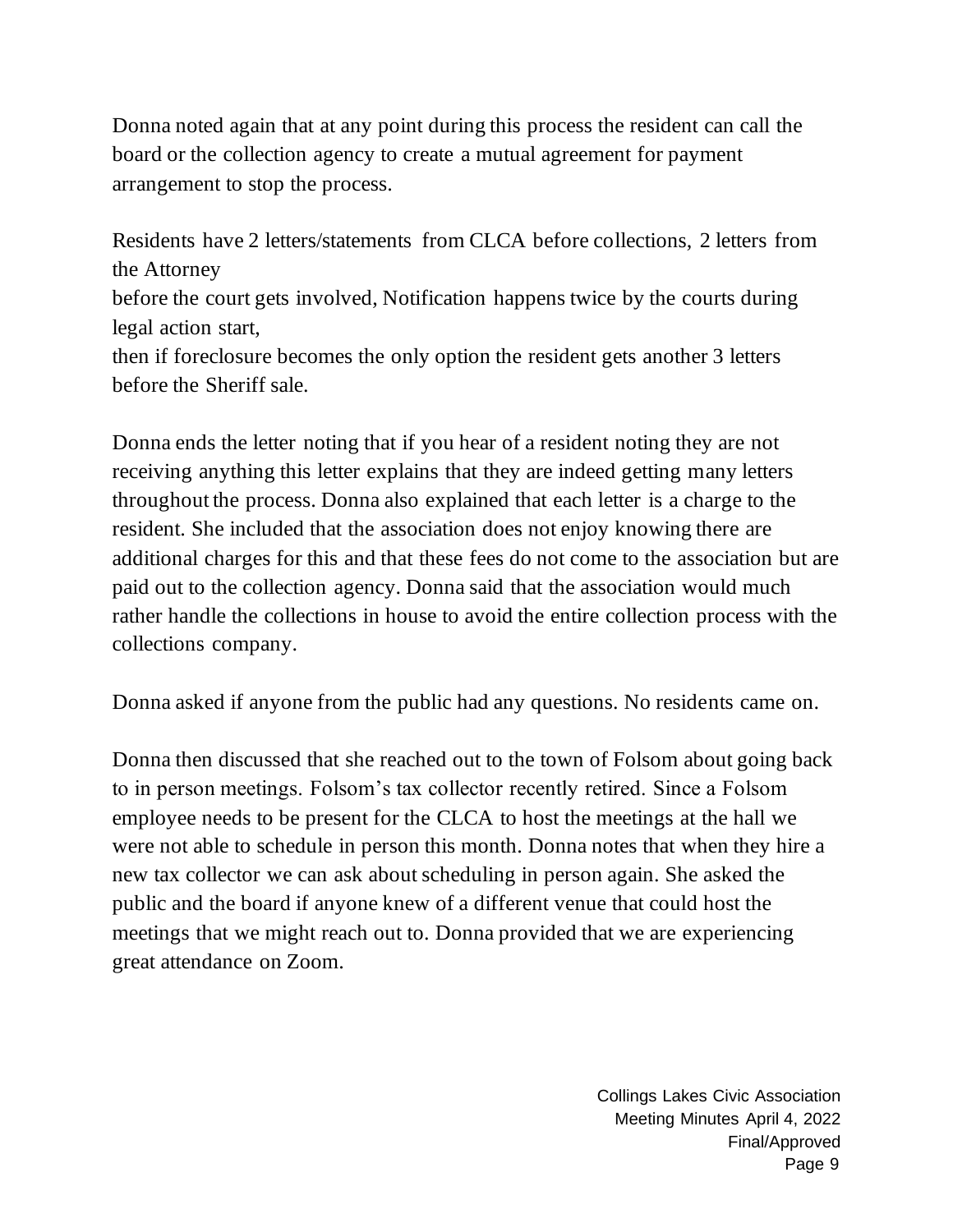Donna noted again that at any point during this process the resident can call the board or the collection agency to create a mutual agreement for payment arrangement to stop the process.

Residents have 2 letters/statements from CLCA before collections, 2 letters from the Attorney
before the court gets involved, Notification happens twice by the courts during legal action start,
then if foreclosure becomes the only option the resident gets another 3 letters before the Sheriff sale.

Donna ends the letter noting that if you hear of a resident noting they are not receiving anything this letter explains that they are indeed getting many letters throughout the process. Donna also explained that each letter is a charge to the resident. She included that the association does not enjoy knowing there are additional charges for this and that these fees do not come to the association but are paid out to the collection agency. Donna said that the association would much rather handle the collections in house to avoid the entire collection process with the collections company.

Donna asked if anyone from the public had any questions. No residents came on.

Donna then discussed that she reached out to the town of Folsom about going back to in person meetings. Folsom's tax collector recently retired. Since a Folsom employee needs to be present for the CLCA to host the meetings at the hall we were not able to schedule in person this month. Donna notes that when they hire a new tax collector we can ask about scheduling in person again. She asked the public and the board if anyone knew of a different venue that could host the meetings that we might reach out to. Donna provided that we are experiencing great attendance on Zoom.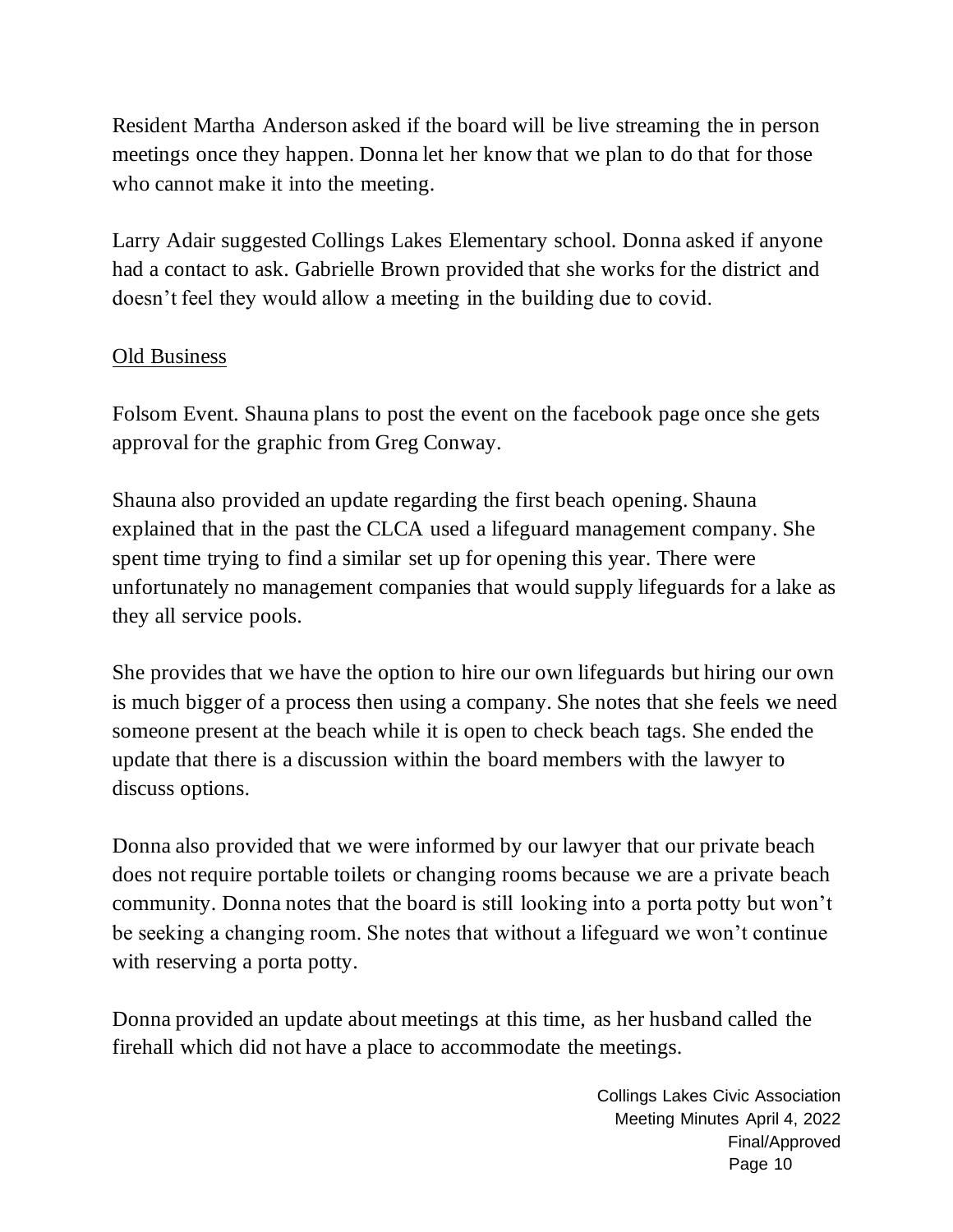Resident Martha Anderson asked if the board will be live streaming the in person meetings once they happen. Donna let her know that we plan to do that for those who cannot make it into the meeting.

Larry Adair suggested Collings Lakes Elementary school. Donna asked if anyone had a contact to ask. Gabrielle Brown provided that she works for the district and doesn't feel they would allow a meeting in the building due to covid.

<u>Old Business</u>

Folsom Event. Shauna plans to post the event on the facebook page once she gets approval for the graphic from Greg Conway.

Shauna also provided an update regarding the first beach opening. Shauna explained that in the past the CLCA used a lifeguard management company. She spent time trying to find a similar set up for opening this year. There were unfortunately no management companies that would supply lifeguards for a lake as they all service pools.

She provides that we have the option to hire our own lifeguards but hiring our own is much bigger of a process then using a company. She notes that she feels we need someone present at the beach while it is open to check beach tags. She ended the update that there is a discussion within the board members with the lawyer to discuss options.

Donna also provided that we were informed by our lawyer that our private beach does not require portable toilets or changing rooms because we are a private beach community. Donna notes that the board is still looking into a porta potty but won't be seeking a changing room. She notes that without a lifeguard we won't continue with reserving a porta potty.

Donna provided an update about meetings at this time, as her husband called the firehall which did not have a place to accommodate the meetings.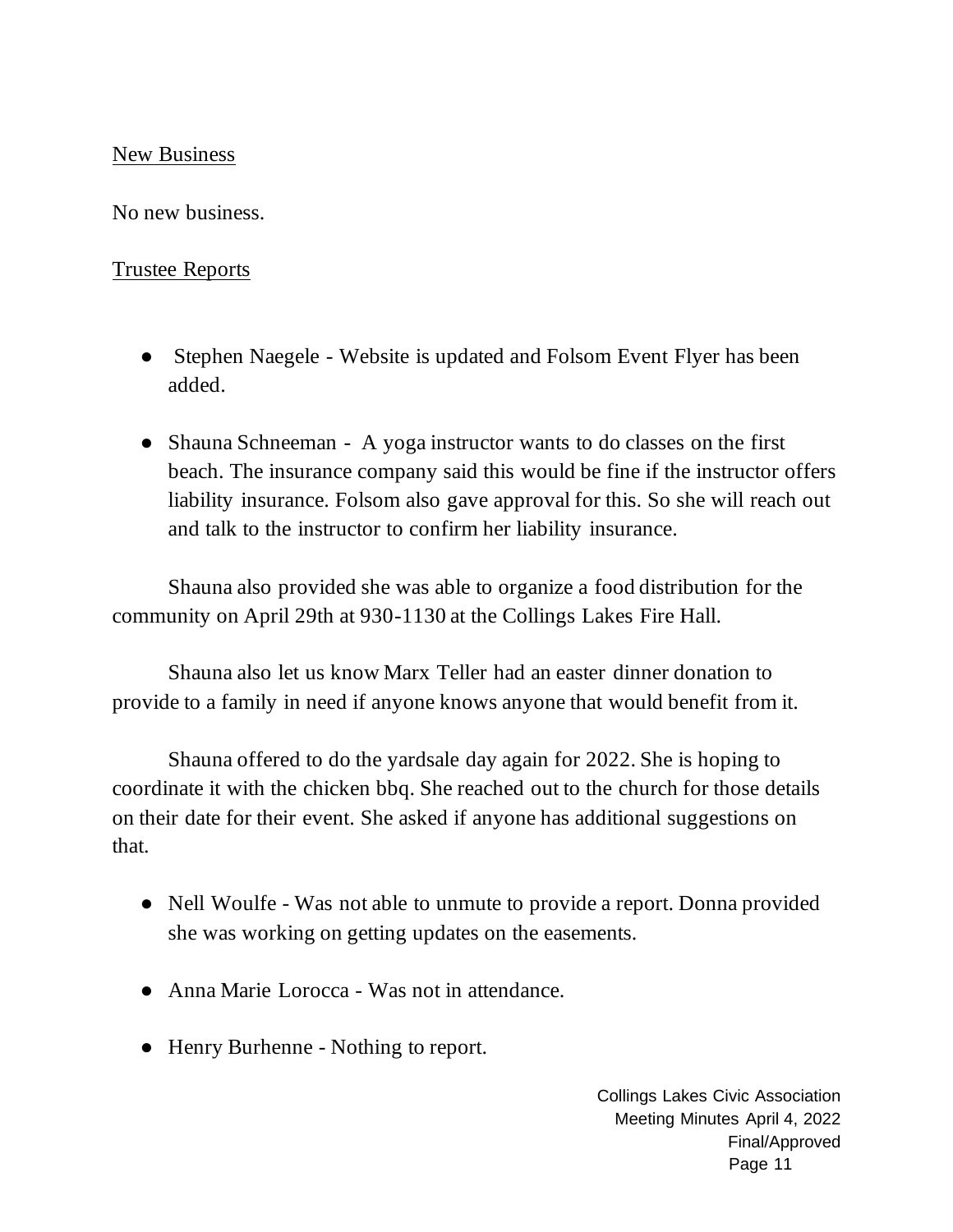New Business

No new business.

Trustee Reports

- Stephen Naegele - Website is updated and Folsom Event Flyer has been added.

- Shauna Schneeman - A yoga instructor wants to do classes on the first beach. The insurance company said this would be fine if the instructor offers liability insurance. Folsom also gave approval for this. So she will reach out and talk to the instructor to confirm her liability insurance.

Shauna also provided she was able to organize a food distribution for the community on April 29th at 930-1130 at the Collings Lakes Fire Hall.

Shauna also let us know Marx Teller had an easter dinner donation to provide to a family in need if anyone knows anyone that would benefit from it.

Shauna offered to do the yardsale day again for 2022. She is hoping to coordinate it with the chicken bbq. She reached out to the church for those details on their date for their event. She asked if anyone has additional suggestions on that.

- Nell Woulfe - Was not able to unmute to provide a report. Donna provided she was working on getting updates on the easements.

- Anna Marie Lorocca - Was not in attendance.

- Henry Burhenne - Nothing to report.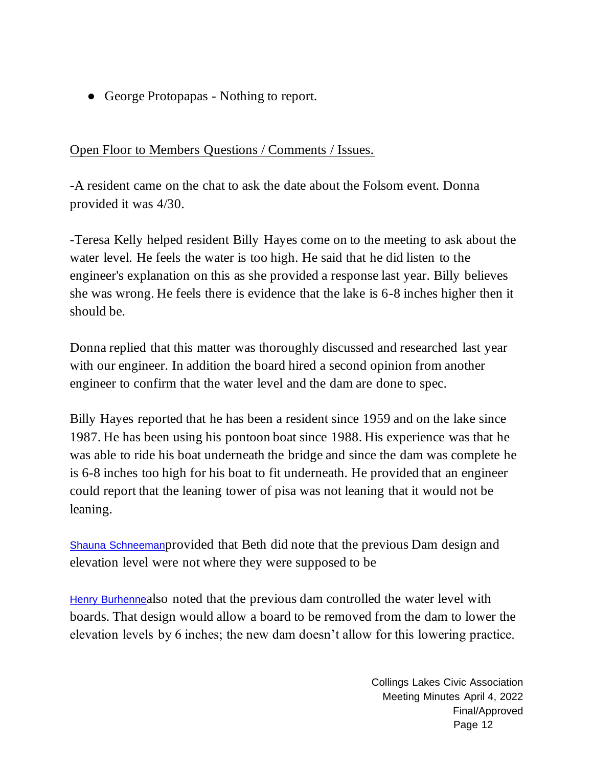- George Protopapas - Nothing to report.

<u>Open Floor to Members Questions / Comments / Issues.</u>

-A resident came on the chat to ask the date about the Folsom event. Donna provided it was 4/30.

-Teresa Kelly helped resident Billy Hayes come on to the meeting to ask about the water level. He feels the water is too high. He said that he did listen to the engineer's explanation on this as she provided a response last year. Billy believes she was wrong. He feels there is evidence that the lake is 6-8 inches higher then it should be.

Donna replied that this matter was thoroughly discussed and researched last year with our engineer. In addition the board hired a second opinion from another engineer to confirm that the water level and the dam are done to spec.

Billy Hayes reported that he has been a resident since 1959 and on the lake since 1987. He has been using his pontoon boat since 1988. His experience was that he was able to ride his boat underneath the bridge and since the dam was complete he is 6-8 inches too high for his boat to fit underneath. He provided that an engineer could report that the leaning tower of pisa was not leaning that it would not be leaning.

Shauna Schneemanprovided that Beth did note that the previous Dam design and elevation level were not where they were supposed to be

Henry Burhennealso noted that the previous dam controlled the water level with boards. That design would allow a board to be removed from the dam to lower the elevation levels by 6 inches; the new dam doesn't allow for this lowering practice.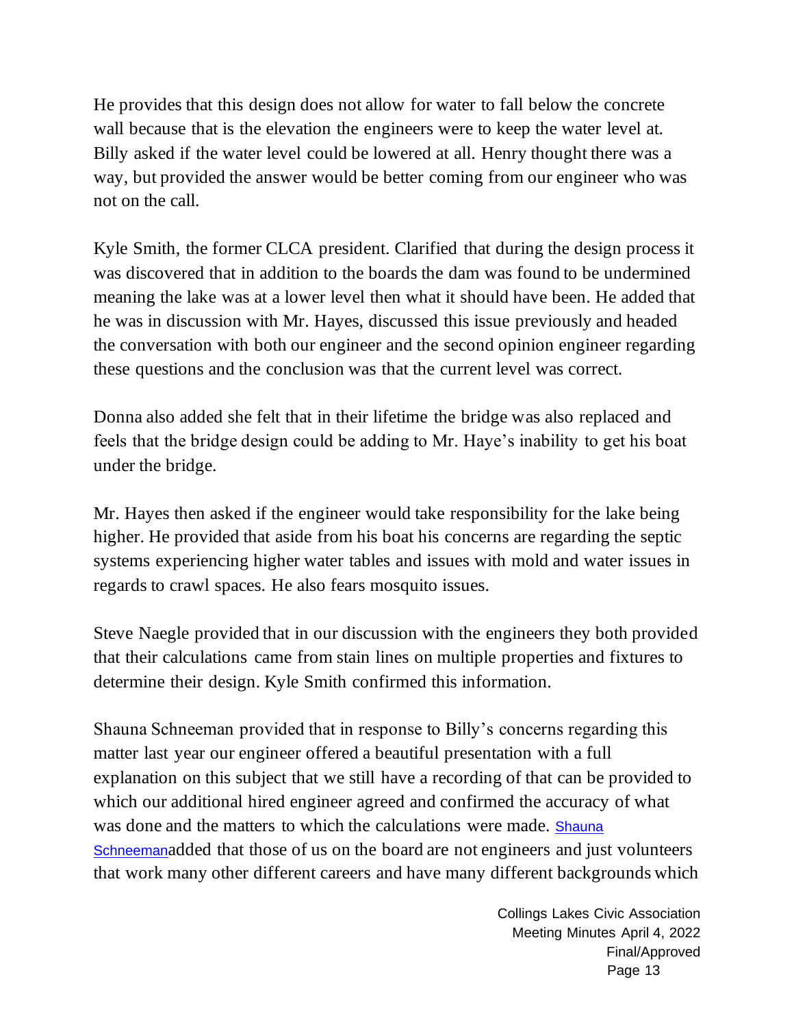He provides that this design does not allow for water to fall below the concrete wall because that is the elevation the engineers were to keep the water level at. Billy asked if the water level could be lowered at all. Henry thought there was a way, but provided the answer would be better coming from our engineer who was not on the call.

Kyle Smith, the former CLCA president. Clarified that during the design process it was discovered that in addition to the boards the dam was found to be undermined meaning the lake was at a lower level then what it should have been. He added that he was in discussion with Mr. Hayes, discussed this issue previously and headed the conversation with both our engineer and the second opinion engineer regarding these questions and the conclusion was that the current level was correct.

Donna also added she felt that in their lifetime the bridge was also replaced and feels that the bridge design could be adding to Mr. Haye's inability to get his boat under the bridge.

Mr. Hayes then asked if the engineer would take responsibility for the lake being higher. He provided that aside from his boat his concerns are regarding the septic systems experiencing higher water tables and issues with mold and water issues in regards to crawl spaces. He also fears mosquito issues.

Steve Naegle provided that in our discussion with the engineers they both provided that their calculations came from stain lines on multiple properties and fixtures to determine their design. Kyle Smith confirmed this information.

Shauna Schneeman provided that in response to Billy's concerns regarding this matter last year our engineer offered a beautiful presentation with a full explanation on this subject that we still have a recording of that can be provided to which our additional hired engineer agreed and confirmed the accuracy of what was done and the matters to which the calculations were made. Shauna Schneemanadded that those of us on the board are not engineers and just volunteers that work many other different careers and have many different backgrounds which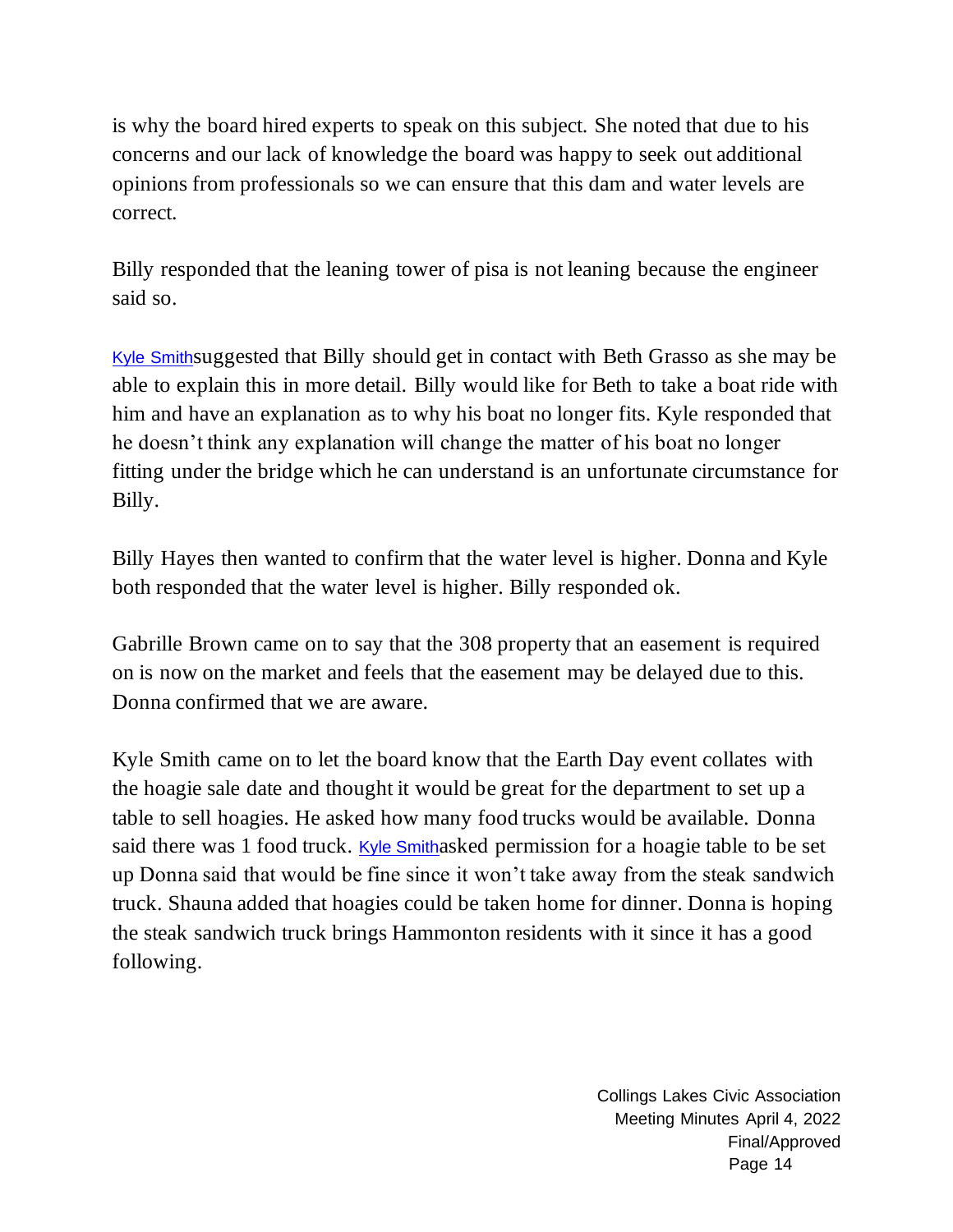is why the board hired experts to speak on this subject. She noted that due to his concerns and our lack of knowledge the board was happy to seek out additional opinions from professionals so we can ensure that this dam and water levels are correct.

Billy responded that the leaning tower of pisa is not leaning because the engineer said so.

Kyle Smithsuggested that Billy should get in contact with Beth Grasso as she may be able to explain this in more detail. Billy would like for Beth to take a boat ride with him and have an explanation as to why his boat no longer fits. Kyle responded that he doesn't think any explanation will change the matter of his boat no longer fitting under the bridge which he can understand is an unfortunate circumstance for Billy.

Billy Hayes then wanted to confirm that the water level is higher. Donna and Kyle both responded that the water level is higher. Billy responded ok.

Gabrille Brown came on to say that the 308 property that an easement is required on is now on the market and feels that the easement may be delayed due to this. Donna confirmed that we are aware.

Kyle Smith came on to let the board know that the Earth Day event collates with the hoagie sale date and thought it would be great for the department to set up a table to sell hoagies. He asked how many food trucks would be available. Donna said there was 1 food truck. Kyle Smithasked permission for a hoagie table to be set up Donna said that would be fine since it won't take away from the steak sandwich truck. Shauna added that hoagies could be taken home for dinner. Donna is hoping the steak sandwich truck brings Hammonton residents with it since it has a good following.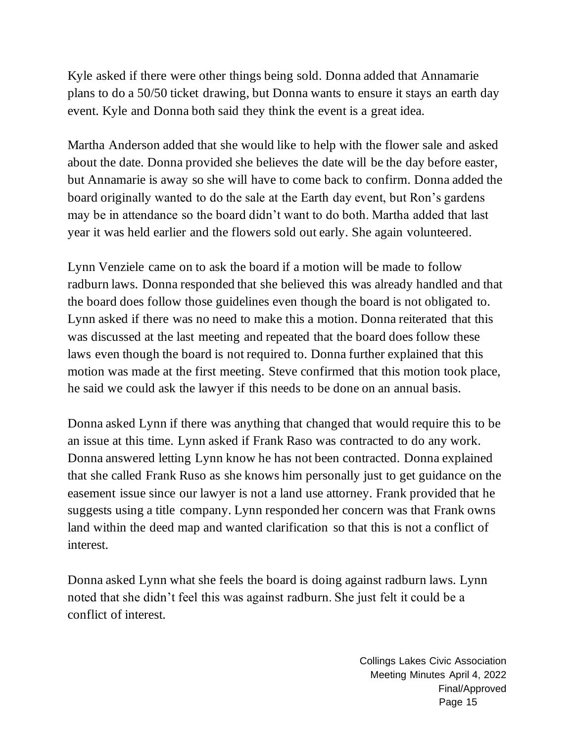Kyle asked if there were other things being sold. Donna added that Annamarie plans to do a 50/50 ticket drawing, but Donna wants to ensure it stays an earth day event. Kyle and Donna both said they think the event is a great idea.

Martha Anderson added that she would like to help with the flower sale and asked about the date. Donna provided she believes the date will be the day before easter, but Annamarie is away so she will have to come back to confirm. Donna added the board originally wanted to do the sale at the Earth day event, but Ron's gardens may be in attendance so the board didn't want to do both. Martha added that last year it was held earlier and the flowers sold out early. She again volunteered.

Lynn Venziele came on to ask the board if a motion will be made to follow radburn laws. Donna responded that she believed this was already handled and that the board does follow those guidelines even though the board is not obligated to. Lynn asked if there was no need to make this a motion. Donna reiterated that this was discussed at the last meeting and repeated that the board does follow these laws even though the board is not required to. Donna further explained that this motion was made at the first meeting. Steve confirmed that this motion took place, he said we could ask the lawyer if this needs to be done on an annual basis.

Donna asked Lynn if there was anything that changed that would require this to be an issue at this time. Lynn asked if Frank Raso was contracted to do any work. Donna answered letting Lynn know he has not been contracted. Donna explained that she called Frank Ruso as she knows him personally just to get guidance on the easement issue since our lawyer is not a land use attorney. Frank provided that he suggests using a title company. Lynn responded her concern was that Frank owns land within the deed map and wanted clarification so that this is not a conflict of interest.

Donna asked Lynn what she feels the board is doing against radburn laws. Lynn noted that she didn't feel this was against radburn. She just felt it could be a conflict of interest.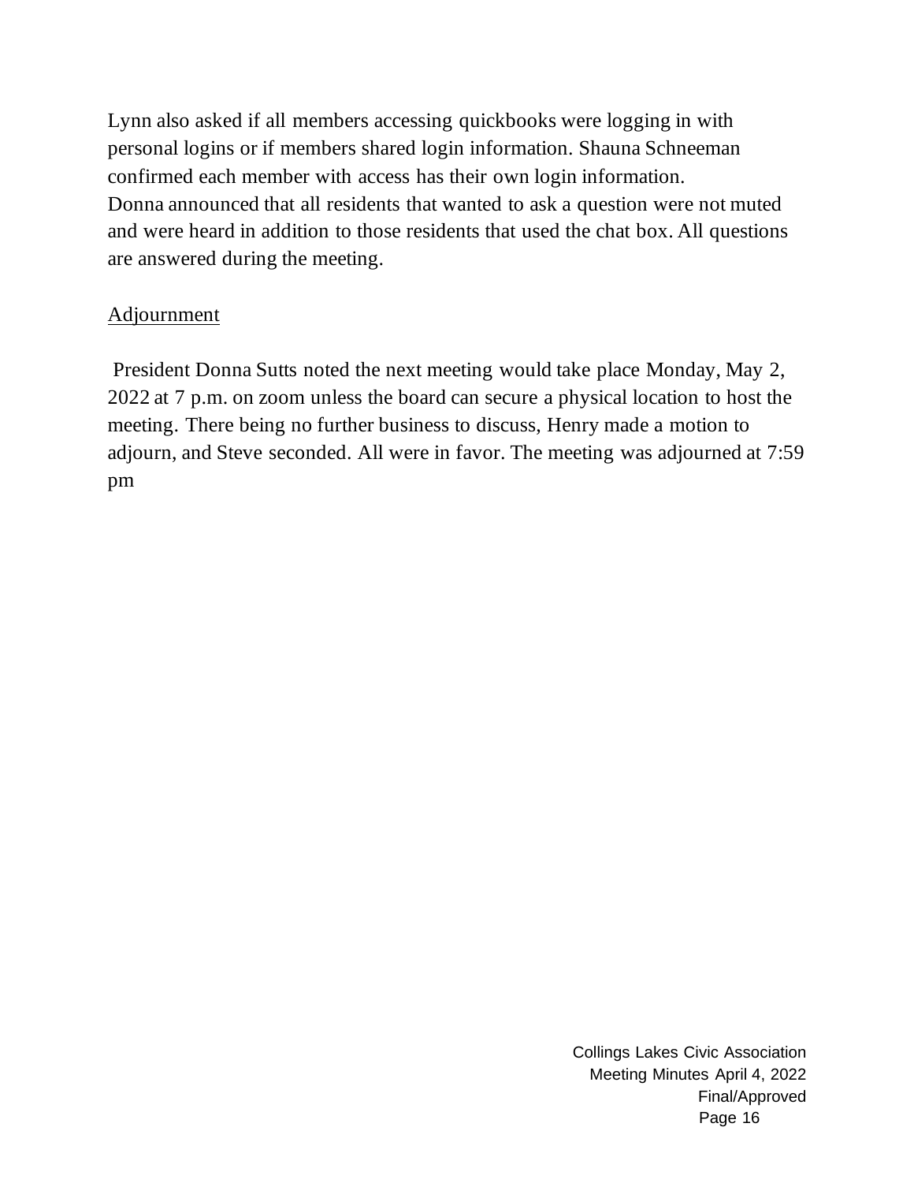Lynn also asked if all members accessing quickbooks were logging in with personal logins or if members shared login information. Shauna Schneeman confirmed each member with access has their own login information.
Donna announced that all residents that wanted to ask a question were not muted and were heard in addition to those residents that used the chat box. All questions are answered during the meeting.

Adjournment

President Donna Sutts noted the next meeting would take place Monday, May 2, 2022 at 7 p.m. on zoom unless the board can secure a physical location to host the meeting. There being no further business to discuss, Henry made a motion to adjourn, and Steve seconded. All were in favor. The meeting was adjourned at 7:59 pm